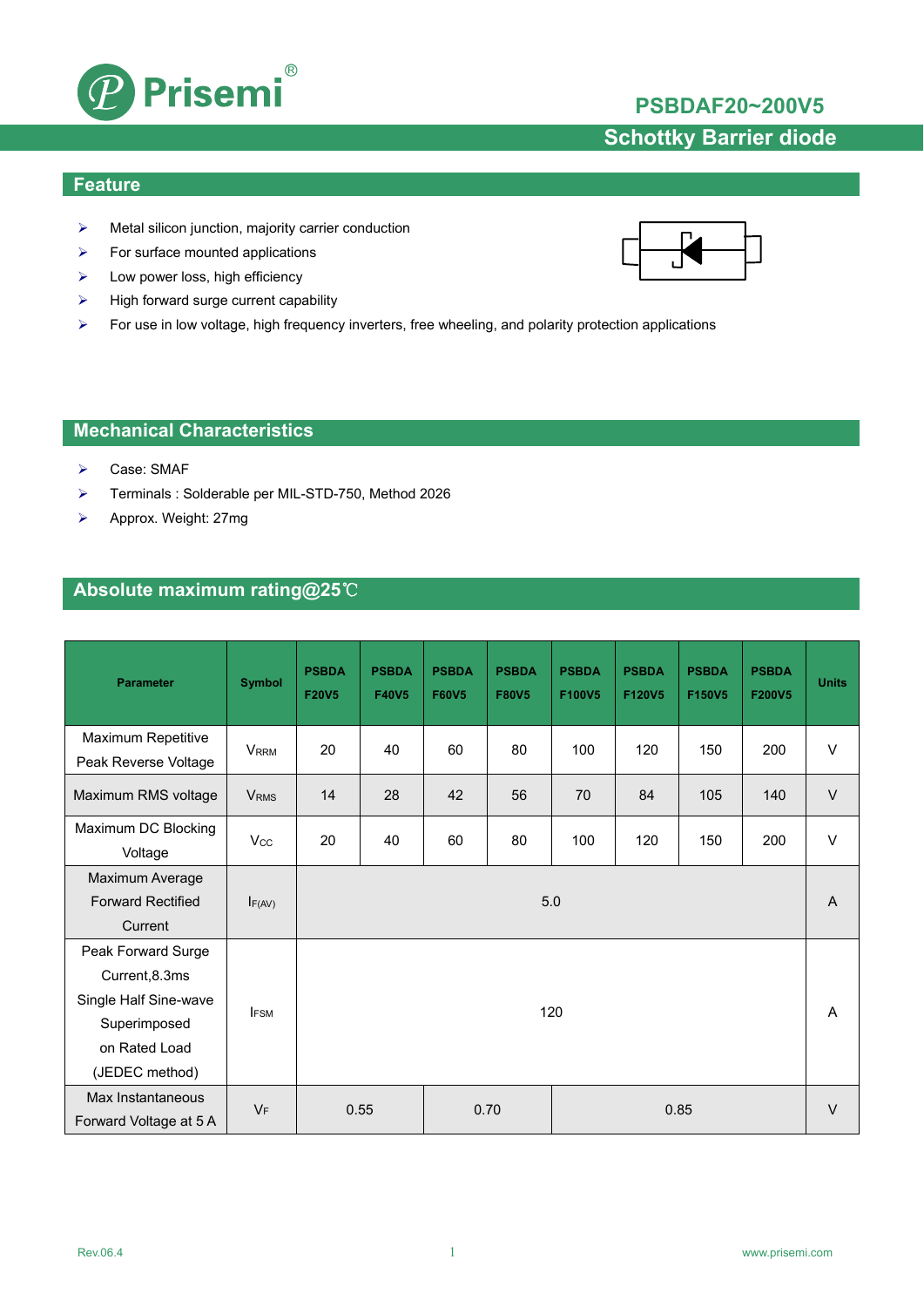# PSBDAF20~200V5

## Schottky Barrier diode

## Feature

- Metal silicon junction, majority carrier conduction
- For surface mounted applications
- Low power loss, high efficiency
- High forward surge current capability
- For use in low voltage, high frequency inverters, free wheeling, and polarity protection applications

## Mechanical Characteristics

- Case: SMAF
- Terminals : Solderable per MIL-STD-750, Method 2026
- Approx. Weight: 27mg

## Absolute maximum rating@25℃

| Parameter | Symbol | PSBDA F20V5 | PSBDA F40V5 | PSBDA F60V5 | PSBDA F80V5 | PSBDA F100V5 | PSBDA F120V5 | PSBDA F150V5 | PSBDA F200V5 | Units |
|---|---|---|---|---|---|---|---|---|---|---|
| Maximum Repetitive Peak Reverse Voltage | $V_{RRM}$ | 20 | 40 | 60 | 80 | 100 | 120 | 150 | 200 | V |
| Maximum RMS voltage | $V_{RMS}$ | 14 | 28 | 42 | 56 | 70 | 84 | 105 | 140 | V |
| Maximum DC Blocking Voltage | $V_{CC}$ | 20 | 40 | 60 | 80 | 100 | 120 | 150 | 200 | V |
| Maximum Average Forward Rectified Current | $I_{F(AV)}$ | 5.0 | | | | | | | | A |
| Peak Forward Surge Current,8.3ms Single Half Sine-wave Superimposed on Rated Load (JEDEC method) | $I_{FSM}$ | 120 | | | | | | | | A |
| Max Instantaneous Forward Voltage at 5 A | $V_F$ | 0.55 | | 0.70 | | 0.85 | | | | V |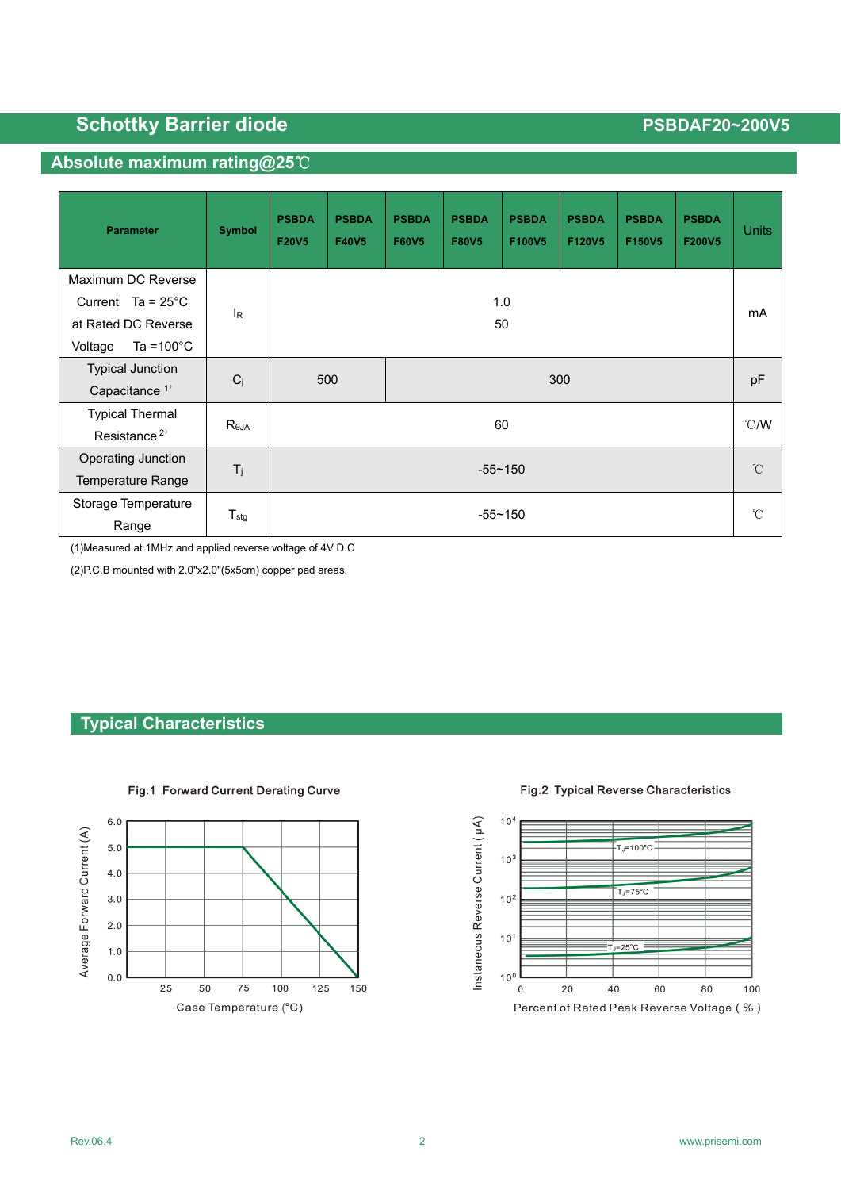## Absolute maximum rating@25℃

| Parameter | Symbol | PSBDA F20V5 | PSBDA F40V5 | PSBDA F60V5 | PSBDA F80V5 | PSBDA F100V5 | PSBDA F120V5 | PSBDA F150V5 | PSBDA F200V5 | Units |
|---|---|---|---|---|---|---|---|---|---|---|
| Maximum DC Reverse Current Ta = 25°C at Rated DC Reverse Voltage Ta =100°C | $I_R$ | 1.0<br>50 | | | | | | | | mA |
| Typical Junction Capacitance [1] | $C_j$ | 500 | | 300 | | | | | | pF |
| Typical Thermal Resistance [2] | $R_{\theta JA}$ | 60 | | | | | | | | ℃/W |
| Operating Junction Temperature Range | $T_j$ | -55~150 | | | | | | | | ℃ |
| Storage Temperature Range | $T_{stg}$ | -55~150 | | | | | | | | ℃ |

(1)Measured at 1MHz and applied reverse voltage of 4V D.C

(2)P.C.B mounted with 2.0"x2.0"(5x5cm) copper pad areas.

## Typical Characteristics

Fig.1 Forward Current Derating Curve

Fig.2 Typical Reverse Characteristics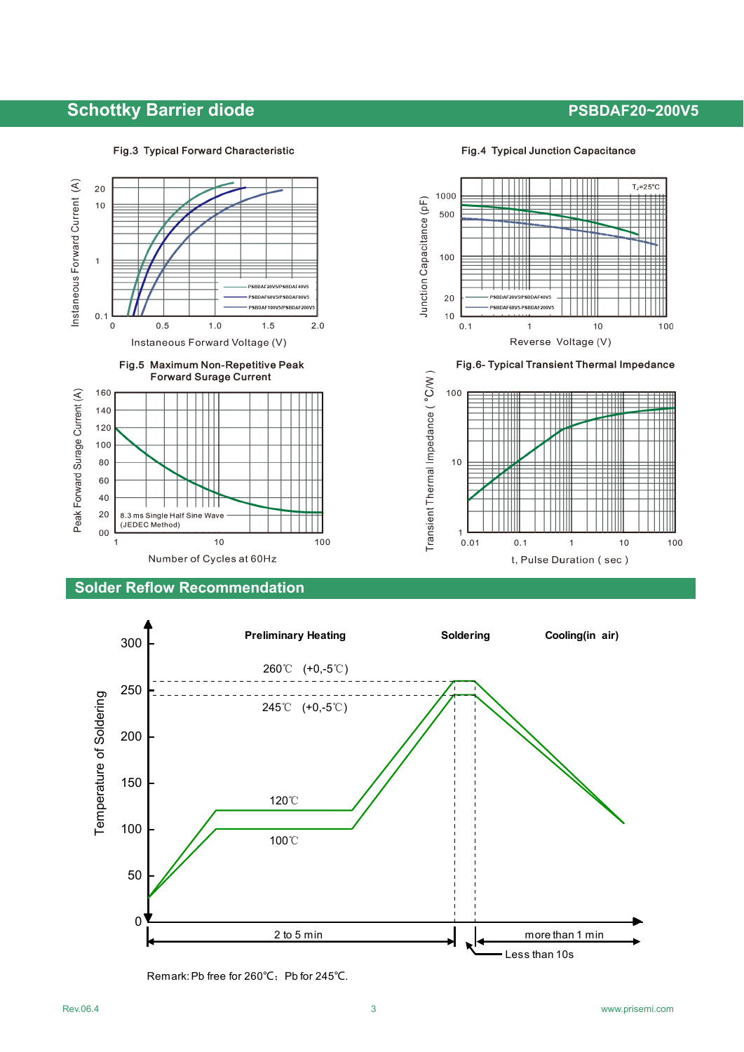## Schottky Barrier diode

**PSBDAF20~200V5**

**Fig.3 Typical Forward Characteristic**

Instaneous Forward Current (A) vs. Instaneous Forward Voltage (V)

Legend: PSBDAF20V5/PSBDAF40V5; PSBDAF60V5/PSBDAF80V5; PSBDAF100V5/PSBDAF200V5

**Fig.4 Typical Junction Capacitance**

Junction Capacitance (pF) vs. Reverse Voltage (V)

$T_J$=25°C

Legend: PSBDAF20V5/PSBDAF40V5; PSBDAF60V5-PSBDAF200V5

**Fig.5 Maximum Non-Repetitive Peak Forward Surge Current**

Peak Forward Surage Current (A) vs. Number of Cycles at 60Hz

8.3 ms Single Half Sine Wave (JEDEC Method)

**Fig.6- Typical Transient Thermal Impedance**

Transient Thermal Impedance ( °C/W ) vs. t, Pulse Duration ( sec )

## Solder Reflow Recommendation

Temperature of Soldering

Preliminary Heating | Soldering | Cooling(in air)

260℃ (+0,-5℃)

245℃ (+0,-5℃)

120℃

100℃

2 to 5 min

more than 1 min

Less than 10s

Remark: Pb free for 260℃; Pb for 245℃.

Rev.06.4

www.prisemi.com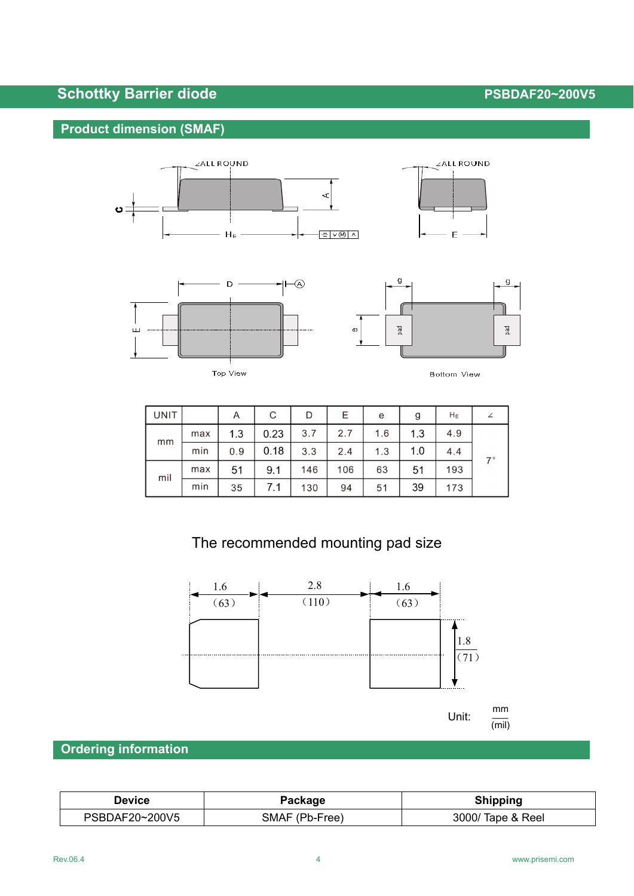## Product dimension (SMAF)

| UNIT | | A | C | D | E | e | g | $H_E$ | ∠ |
|---|---|---|---|---|---|---|---|---|---|
| mm | max | 1.3 | 0.23 | 3.7 | 2.7 | 1.6 | 1.3 | 4.9 | 7° |
| | min | 0.9 | 0.18 | 3.3 | 2.4 | 1.3 | 1.0 | 4.4 | |
| mil | max | 51 | 9.1 | 146 | 106 | 63 | 51 | 193 | |
| | min | 35 | 7.1 | 130 | 94 | 51 | 39 | 173 | |

### The recommended mounting pad size

Pad width: 1.6 (63); spacing between pads: 2.8 (110); pad width: 1.6 (63); pad height: 1.8 (71)

Unit: mm (mil)

## Ordering information

| Device | Package | Shipping |
|---|---|---|
| PSBDAF20~200V5 | SMAF (Pb-Free) | 3000/ Tape & Reel |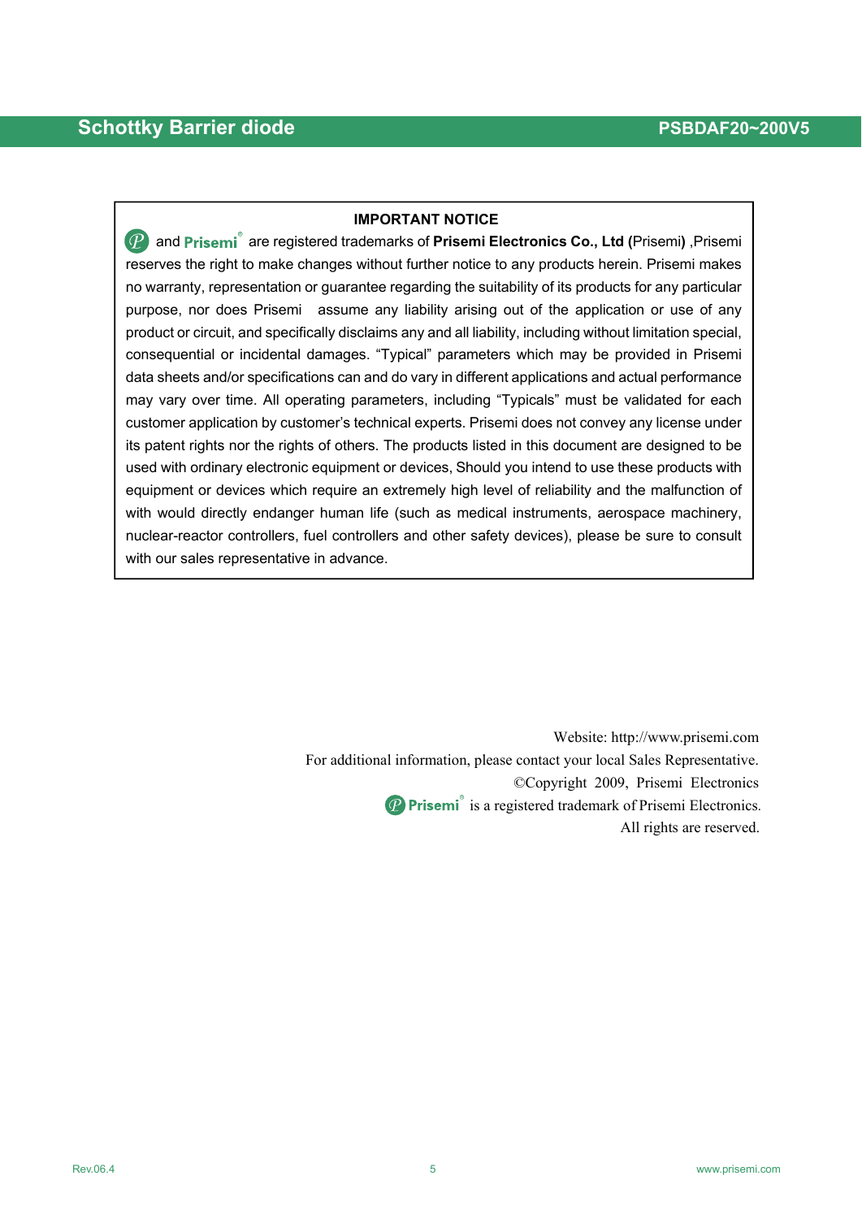**IMPORTANT NOTICE**

and **Prisemi**® are registered trademarks of **Prisemi Electronics Co., Ltd (**Prisemi**)** ,Prisemi reserves the right to make changes without further notice to any products herein. Prisemi makes no warranty, representation or guarantee regarding the suitability of its products for any particular purpose, nor does Prisemi assume any liability arising out of the application or use of any product or circuit, and specifically disclaims any and all liability, including without limitation special, consequential or incidental damages. "Typical" parameters which may be provided in Prisemi data sheets and/or specifications can and do vary in different applications and actual performance may vary over time. All operating parameters, including "Typicals" must be validated for each customer application by customer's technical experts. Prisemi does not convey any license under its patent rights nor the rights of others. The products listed in this document are designed to be used with ordinary electronic equipment or devices, Should you intend to use these products with equipment or devices which require an extremely high level of reliability and the malfunction of with would directly endanger human life (such as medical instruments, aerospace machinery, nuclear-reactor controllers, fuel controllers and other safety devices), please be sure to consult with our sales representative in advance.

Website: http://www.prisemi.com
For additional information, please contact your local Sales Representative.
©Copyright 2009, Prisemi Electronics
**Prisemi**® is a registered trademark of Prisemi Electronics.
All rights are reserved.